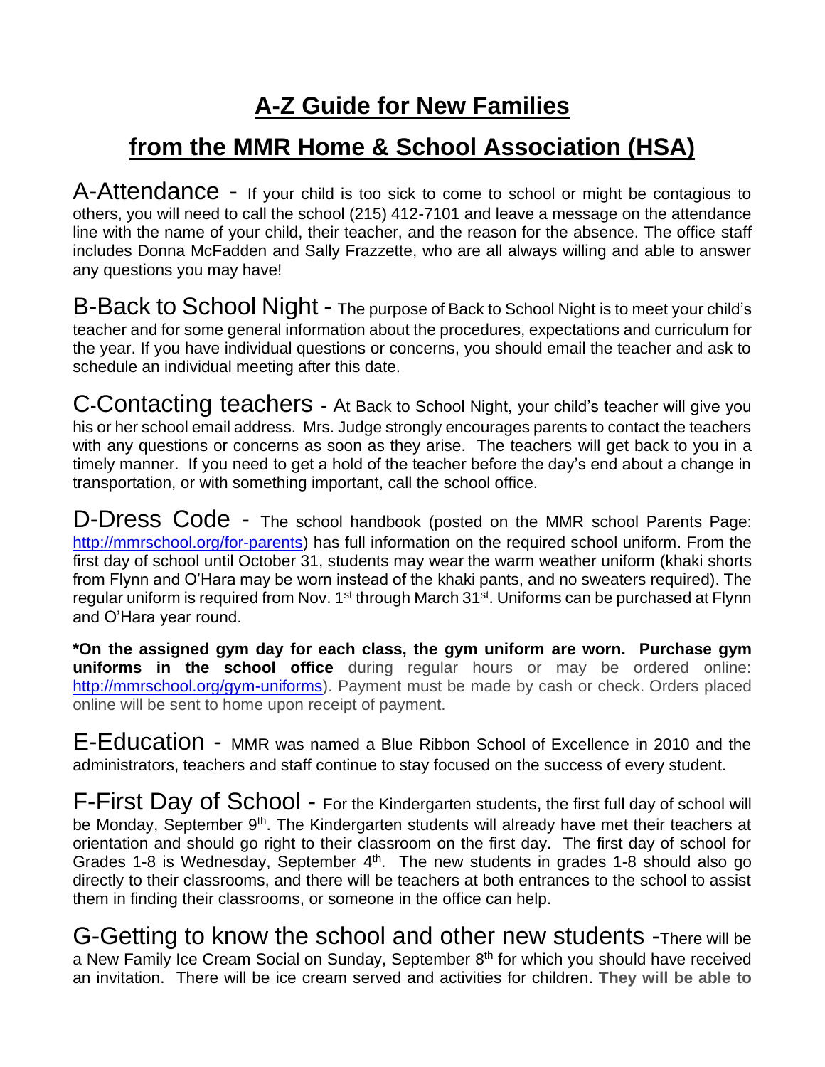# A-Z Guide for New Families

## from the MMR Home & School Association (HSA)

A-Attendance - If your child is too sick to come to school or might be contagious to others, you will need to call the school (215) 412-7101 and leave a message on the attendance line with the name of your child, their teacher, and the reason for the absence. The office staff includes Donna McFadden and Sally Frazzette, who are all always willing and able to answer any questions you may have!

B-Back to School Night - The purpose of Back to School Night is to meet your child's teacher and for some general information about the procedures, expectations and curriculum for the year. If you have individual questions or concerns, you should email the teacher and ask to schedule an individual meeting after this date.

C-Contacting teachers - At Back to School Night, your child's teacher will give you his or her school email address. Mrs. Judge strongly encourages parents to contact the teachers with any questions or concerns as soon as they arise. The teachers will get back to you in a timely manner. If you need to get a hold of the teacher before the day's end about a change in transportation, or with something important, call the school office.

D-Dress Code - The school handbook (posted on the MMR school Parents Page: http://mmrschool.org/for-parents) has full information on the required school uniform. From the first day of school until October 31, students may wear the warm weather uniform (khaki shorts from Flynn and O'Hara may be worn instead of the khaki pants, and no sweaters required). The regular uniform is required from Nov. 1st through March 31st. Uniforms can be purchased at Flynn and O'Hara year round.

**\*On the assigned gym day for each class, the gym uniform are worn. Purchase gym uniforms in the school office** during regular hours or may be ordered online: http://mmrschool.org/gym-uniforms). Payment must be made by cash or check. Orders placed online will be sent to home upon receipt of payment.

E-Education - MMR was named a Blue Ribbon School of Excellence in 2010 and the administrators, teachers and staff continue to stay focused on the success of every student.

F-First Day of School - For the Kindergarten students, the first full day of school will be Monday, September 9th. The Kindergarten students will already have met their teachers at orientation and should go right to their classroom on the first day. The first day of school for Grades 1-8 is Wednesday, September 4th. The new students in grades 1-8 should also go directly to their classrooms, and there will be teachers at both entrances to the school to assist them in finding their classrooms, or someone in the office can help.

G-Getting to know the school and other new students -There will be a New Family Ice Cream Social on Sunday, September 8th for which you should have received an invitation. There will be ice cream served and activities for children. **They will be able to**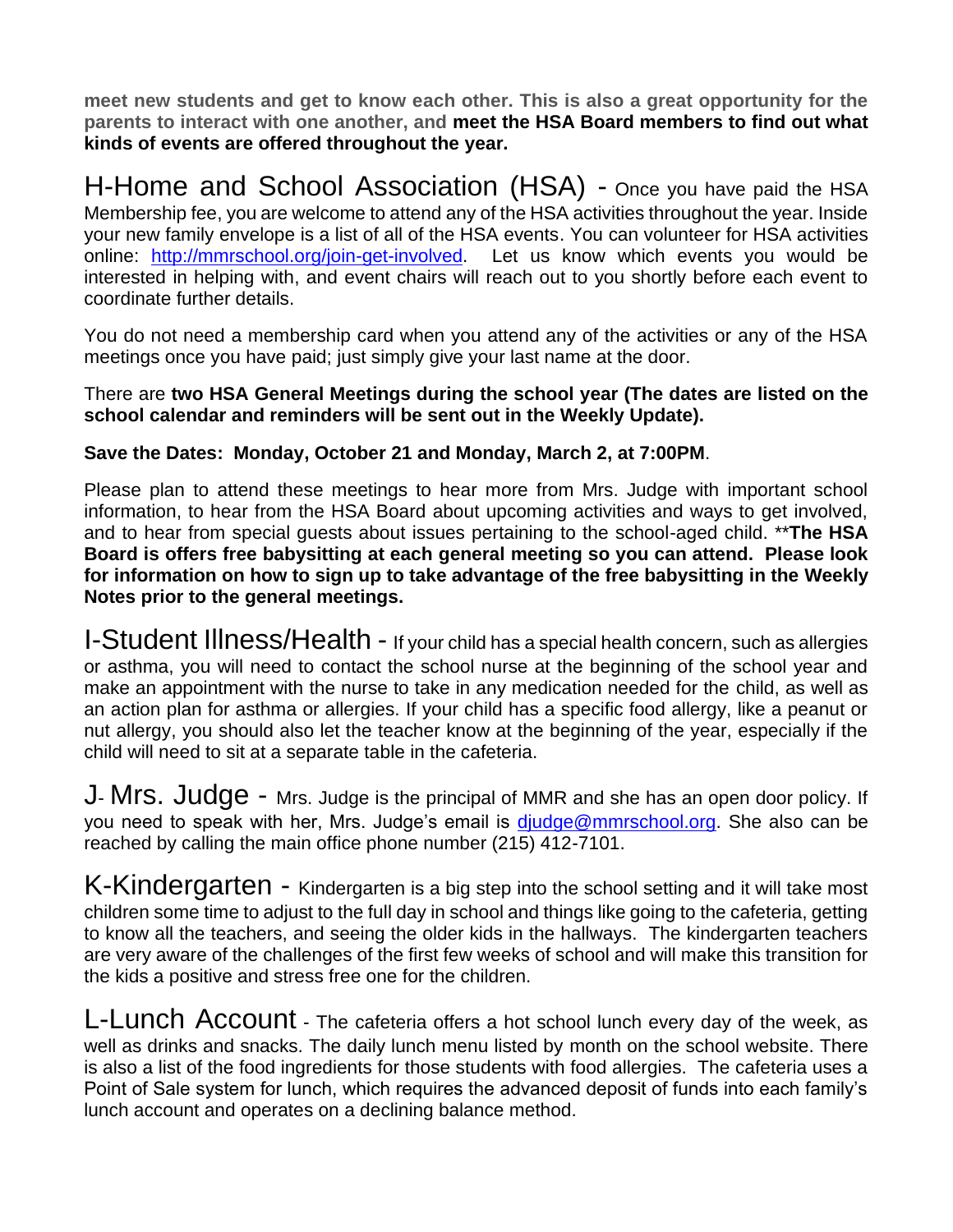**meet new students and get to know each other. This is also a great opportunity for the parents to interact with one another, and meet the HSA Board members to find out what kinds of events are offered throughout the year.**

## H-Home and School Association (HSA) -

Once you have paid the HSA Membership fee, you are welcome to attend any of the HSA activities throughout the year. Inside your new family envelope is a list of all of the HSA events. You can volunteer for HSA activities online: [http://mmrschool.org/join-get-involved](http://mmrschool.org/join-get-involved). Let us know which events you would be interested in helping with, and event chairs will reach out to you shortly before each event to coordinate further details.

You do not need a membership card when you attend any of the activities or any of the HSA meetings once you have paid; just simply give your last name at the door.

There are **two HSA General Meetings during the school year (The dates are listed on the school calendar and reminders will be sent out in the Weekly Update).**

**Save the Dates: Monday, October 21 and Monday, March 2, at 7:00PM**.

Please plan to attend these meetings to hear more from Mrs. Judge with important school information, to hear from the HSA Board about upcoming activities and ways to get involved, and to hear from special guests about issues pertaining to the school-aged child. ****The HSA Board is offers free babysitting at each general meeting so you can attend. Please look for information on how to sign up to take advantage of the free babysitting in the Weekly Notes prior to the general meetings.**

## I-Student Illness/Health -

If your child has a special health concern, such as allergies or asthma, you will need to contact the school nurse at the beginning of the school year and make an appointment with the nurse to take in any medication needed for the child, as well as an action plan for asthma or allergies. If your child has a specific food allergy, like a peanut or nut allergy, you should also let the teacher know at the beginning of the year, especially if the child will need to sit at a separate table in the cafeteria.

## J- Mrs. Judge -

Mrs. Judge is the principal of MMR and she has an open door policy. If you need to speak with her, Mrs. Judge's email is [djudge@mmrschool.org](mailto:djudge@mmrschool.org). She also can be reached by calling the main office phone number (215) 412-7101.

## K-Kindergarten -

Kindergarten is a big step into the school setting and it will take most children some time to adjust to the full day in school and things like going to the cafeteria, getting to know all the teachers, and seeing the older kids in the hallways. The kindergarten teachers are very aware of the challenges of the first few weeks of school and will make this transition for the kids a positive and stress free one for the children.

## L-Lunch Account -

The cafeteria offers a hot school lunch every day of the week, as well as drinks and snacks. The daily lunch menu listed by month on the school website. There is also a list of the food ingredients for those students with food allergies. The cafeteria uses a Point of Sale system for lunch, which requires the advanced deposit of funds into each family's lunch account and operates on a declining balance method.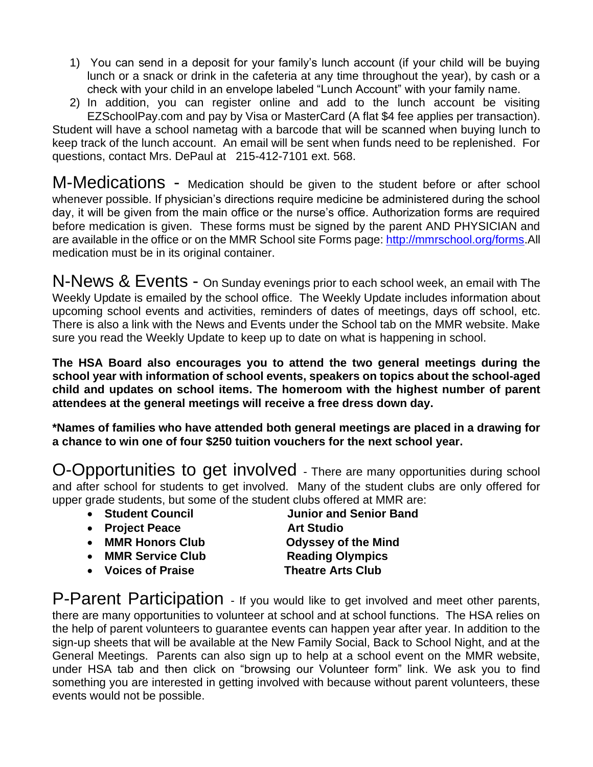1) You can send in a deposit for your family's lunch account (if your child will be buying lunch or a snack or drink in the cafeteria at any time throughout the year), by cash or a check with your child in an envelope labeled "Lunch Account" with your family name.
2) In addition, you can register online and add to the lunch account be visiting EZSchoolPay.com and pay by Visa or MasterCard (A flat $4 fee applies per transaction).

Student will have a school nametag with a barcode that will be scanned when buying lunch to keep track of the lunch account. An email will be sent when funds need to be replenished. For questions, contact Mrs. DePaul at 215-412-7101 ext. 568.

**M-Medications** - Medication should be given to the student before or after school whenever possible. If physician's directions require medicine be administered during the school day, it will be given from the main office or the nurse's office. Authorization forms are required before medication is given. These forms must be signed by the parent AND PHYSICIAN and are available in the office or on the MMR School site Forms page: [http://mmrschool.org/forms](http://mmrschool.org/forms).All medication must be in its original container.

**N-News & Events** - On Sunday evenings prior to each school week, an email with The Weekly Update is emailed by the school office. The Weekly Update includes information about upcoming school events and activities, reminders of dates of meetings, days off school, etc. There is also a link with the News and Events under the School tab on the MMR website. Make sure you read the Weekly Update to keep up to date on what is happening in school.

**The HSA Board also encourages you to attend the two general meetings during the school year with information of school events, speakers on topics about the school-aged child and updates on school items. The homeroom with the highest number of parent attendees at the general meetings will receive a free dress down day.**

**\*Names of families who have attended both general meetings are placed in a drawing for a chance to win one of four $250 tuition vouchers for the next school year.**

**O-Opportunities to get involved** - There are many opportunities during school and after school for students to get involved. Many of the student clubs are only offered for upper grade students, but some of the student clubs offered at MMR are:

- **Student Council**
- **Project Peace**
- **MMR Honors Club**
- **MMR Service Club**
- **Voices of Praise**
- **Junior and Senior Band**
- **Art Studio**
- **Odyssey of the Mind**
- **Reading Olympics**
- **Theatre Arts Club**

**P-Parent Participation** - If you would like to get involved and meet other parents, there are many opportunities to volunteer at school and at school functions. The HSA relies on the help of parent volunteers to guarantee events can happen year after year. In addition to the sign-up sheets that will be available at the New Family Social, Back to School Night, and at the General Meetings. Parents can also sign up to help at a school event on the MMR website, under HSA tab and then click on "browsing our Volunteer form" link. We ask you to find something you are interested in getting involved with because without parent volunteers, these events would not be possible.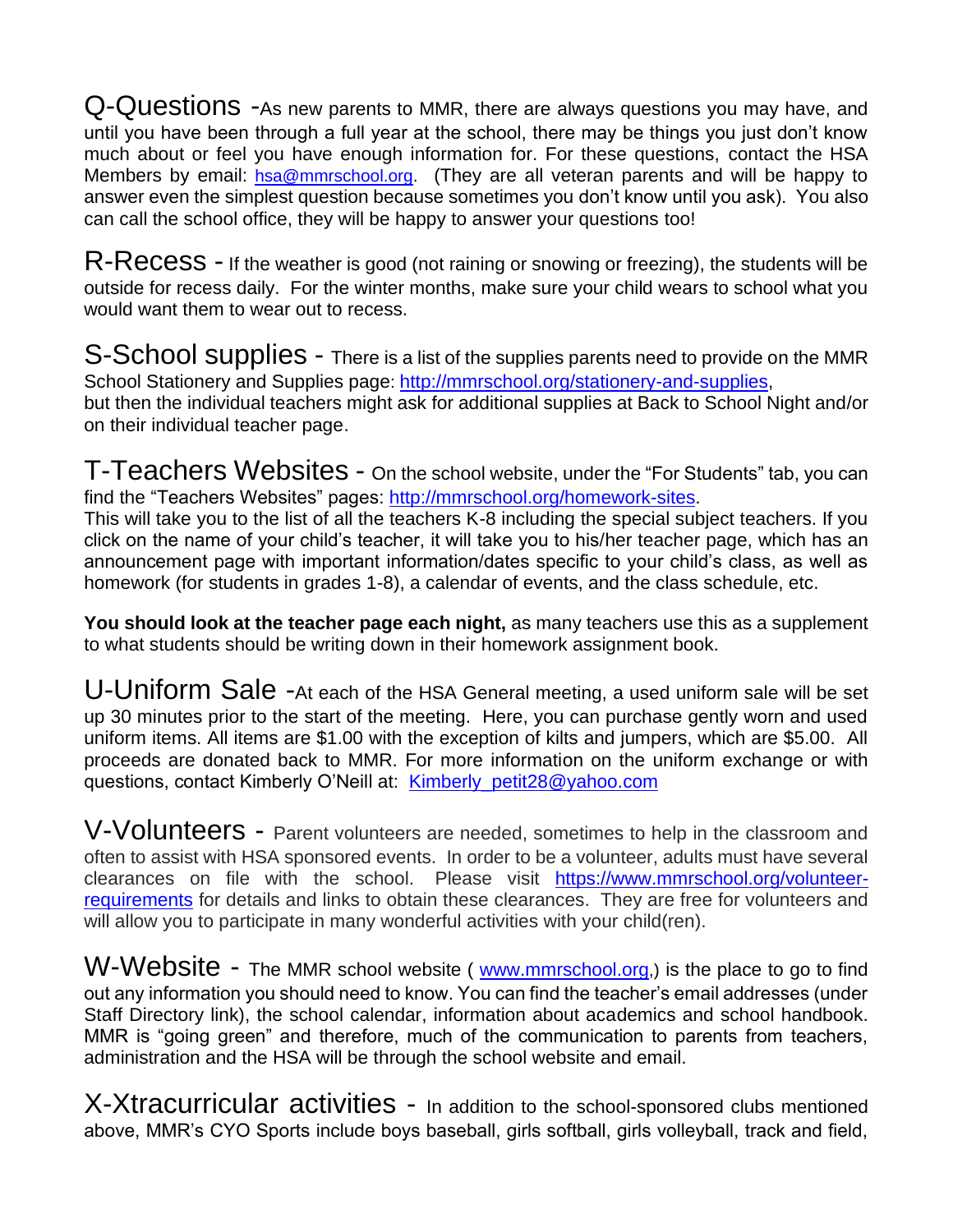**Q-Questions** -As new parents to MMR, there are always questions you may have, and until you have been through a full year at the school, there may be things you just don't know much about or feel you have enough information for. For these questions, contact the HSA Members by email: hsa@mmrschool.org. (They are all veteran parents and will be happy to answer even the simplest question because sometimes you don't know until you ask). You also can call the school office, they will be happy to answer your questions too!

**R-Recess** - If the weather is good (not raining or snowing or freezing), the students will be outside for recess daily. For the winter months, make sure your child wears to school what you would want them to wear out to recess.

**S-School supplies** - There is a list of the supplies parents need to provide on the MMR School Stationery and Supplies page: http://mmrschool.org/stationery-and-supplies, but then the individual teachers might ask for additional supplies at Back to School Night and/or on their individual teacher page.

**T-Teachers Websites** - On the school website, under the "For Students" tab, you can find the "Teachers Websites" pages: http://mmrschool.org/homework-sites.
This will take you to the list of all the teachers K-8 including the special subject teachers. If you click on the name of your child's teacher, it will take you to his/her teacher page, which has an announcement page with important information/dates specific to your child's class, as well as homework (for students in grades 1-8), a calendar of events, and the class schedule, etc.

**You should look at the teacher page each night,** as many teachers use this as a supplement to what students should be writing down in their homework assignment book.

**U-Uniform Sale** -At each of the HSA General meeting, a used uniform sale will be set up 30 minutes prior to the start of the meeting. Here, you can purchase gently worn and used uniform items. All items are $1.00 with the exception of kilts and jumpers, which are $5.00. All proceeds are donated back to MMR. For more information on the uniform exchange or with questions, contact Kimberly O'Neill at: Kimberly_petit28@yahoo.com

**V-Volunteers** - Parent volunteers are needed, sometimes to help in the classroom and often to assist with HSA sponsored events. In order to be a volunteer, adults must have several clearances on file with the school. Please visit https://www.mmrschool.org/volunteer-requirements for details and links to obtain these clearances. They are free for volunteers and will allow you to participate in many wonderful activities with your child(ren).

**W-Website** - The MMR school website ( www.mmrschool.org,) is the place to go to find out any information you should need to know. You can find the teacher's email addresses (under Staff Directory link), the school calendar, information about academics and school handbook. MMR is "going green" and therefore, much of the communication to parents from teachers, administration and the HSA will be through the school website and email.

**X-Xtracurricular activities** - In addition to the school-sponsored clubs mentioned above, MMR's CYO Sports include boys baseball, girls softball, girls volleyball, track and field,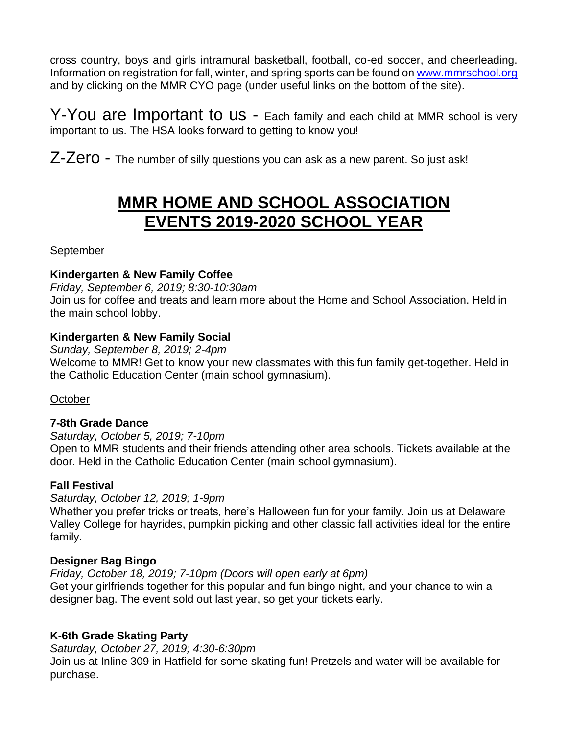cross country, boys and girls intramural basketball, football, co-ed soccer, and cheerleading. Information on registration for fall, winter, and spring sports can be found on www.mmrschool.org and by clicking on the MMR CYO page (under useful links on the bottom of the site).

Y-You are Important to us - Each family and each child at MMR school is very important to us. The HSA looks forward to getting to know you!

Z-Zero - The number of silly questions you can ask as a new parent. So just ask!

# MMR HOME AND SCHOOL ASSOCIATION EVENTS 2019-2020 SCHOOL YEAR

September

**Kindergarten & New Family Coffee**
*Friday, September 6, 2019; 8:30-10:30am*
Join us for coffee and treats and learn more about the Home and School Association. Held in the main school lobby.

**Kindergarten & New Family Social**
*Sunday, September 8, 2019; 2-4pm*
Welcome to MMR! Get to know your new classmates with this fun family get-together. Held in the Catholic Education Center (main school gymnasium).

October

**7-8th Grade Dance**
*Saturday, October 5, 2019; 7-10pm*
Open to MMR students and their friends attending other area schools. Tickets available at the door. Held in the Catholic Education Center (main school gymnasium).

**Fall Festival**
*Saturday, October 12, 2019; 1-9pm*
Whether you prefer tricks or treats, here's Halloween fun for your family. Join us at Delaware Valley College for hayrides, pumpkin picking and other classic fall activities ideal for the entire family.

**Designer Bag Bingo**
*Friday, October 18, 2019; 7-10pm (Doors will open early at 6pm)*
Get your girlfriends together for this popular and fun bingo night, and your chance to win a designer bag. The event sold out last year, so get your tickets early.

**K-6th Grade Skating Party**
*Saturday, October 27, 2019; 4:30-6:30pm*
Join us at Inline 309 in Hatfield for some skating fun! Pretzels and water will be available for purchase.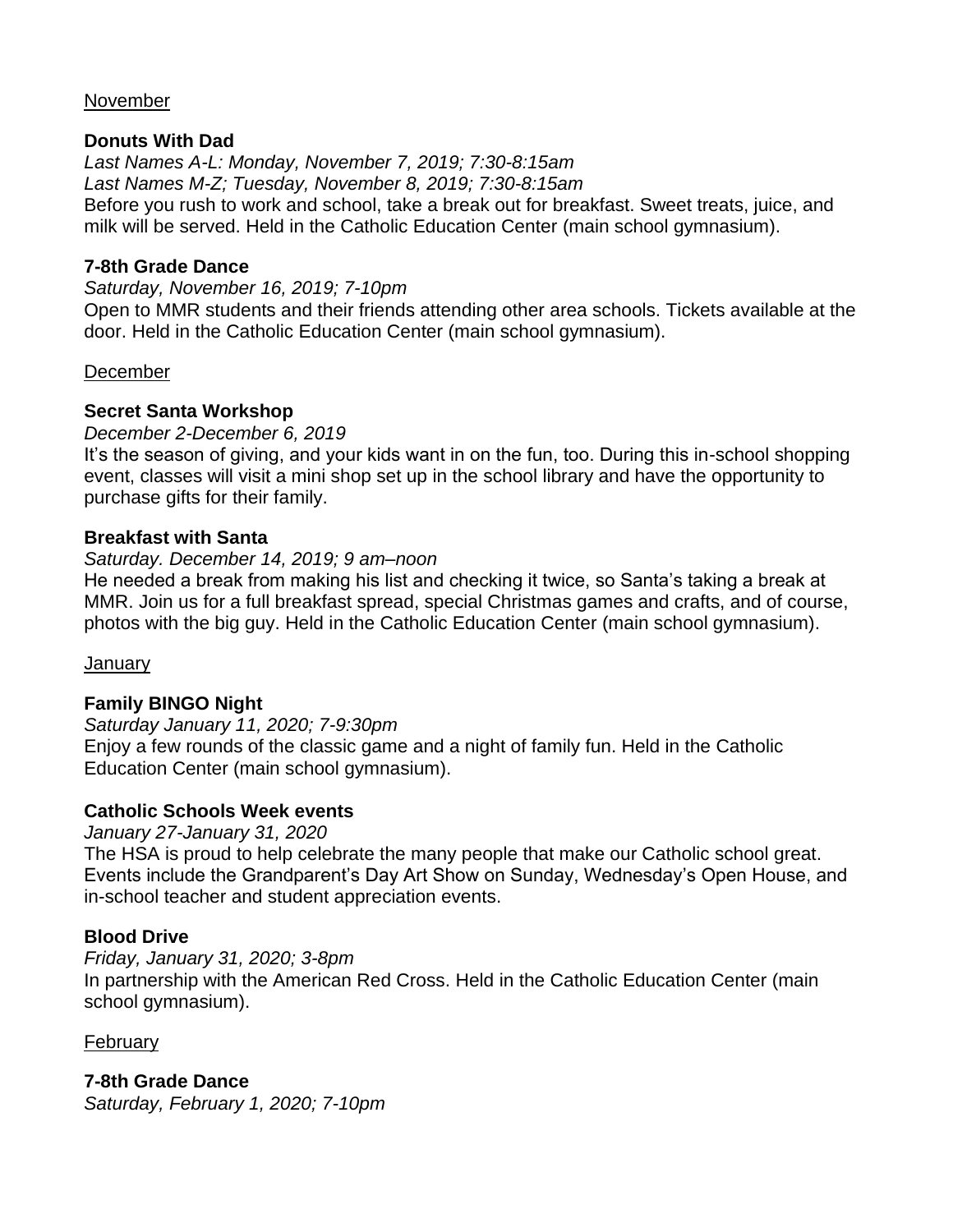November

**Donuts With Dad**

*Last Names A-L: Monday, November 7, 2019; 7:30-8:15am*
*Last Names M-Z; Tuesday, November 8, 2019; 7:30-8:15am*
Before you rush to work and school, take a break out for breakfast. Sweet treats, juice, and milk will be served. Held in the Catholic Education Center (main school gymnasium).

**7-8th Grade Dance**

*Saturday, November 16, 2019; 7-10pm*
Open to MMR students and their friends attending other area schools. Tickets available at the door. Held in the Catholic Education Center (main school gymnasium).

December

**Secret Santa Workshop**

*December 2-December 6, 2019*
It's the season of giving, and your kids want in on the fun, too. During this in-school shopping event, classes will visit a mini shop set up in the school library and have the opportunity to purchase gifts for their family.

**Breakfast with Santa**

*Saturday. December 14, 2019; 9 am–noon*
He needed a break from making his list and checking it twice, so Santa's taking a break at MMR. Join us for a full breakfast spread, special Christmas games and crafts, and of course, photos with the big guy. Held in the Catholic Education Center (main school gymnasium).

January

**Family BINGO Night**

*Saturday January 11, 2020; 7-9:30pm*
Enjoy a few rounds of the classic game and a night of family fun. Held in the Catholic Education Center (main school gymnasium).

**Catholic Schools Week events**

*January 27-January 31, 2020*
The HSA is proud to help celebrate the many people that make our Catholic school great. Events include the Grandparent's Day Art Show on Sunday, Wednesday's Open House, and in-school teacher and student appreciation events.

**Blood Drive**

*Friday, January 31, 2020; 3-8pm*
In partnership with the American Red Cross. Held in the Catholic Education Center (main school gymnasium).

February

**7-8th Grade Dance**

*Saturday, February 1, 2020; 7-10pm*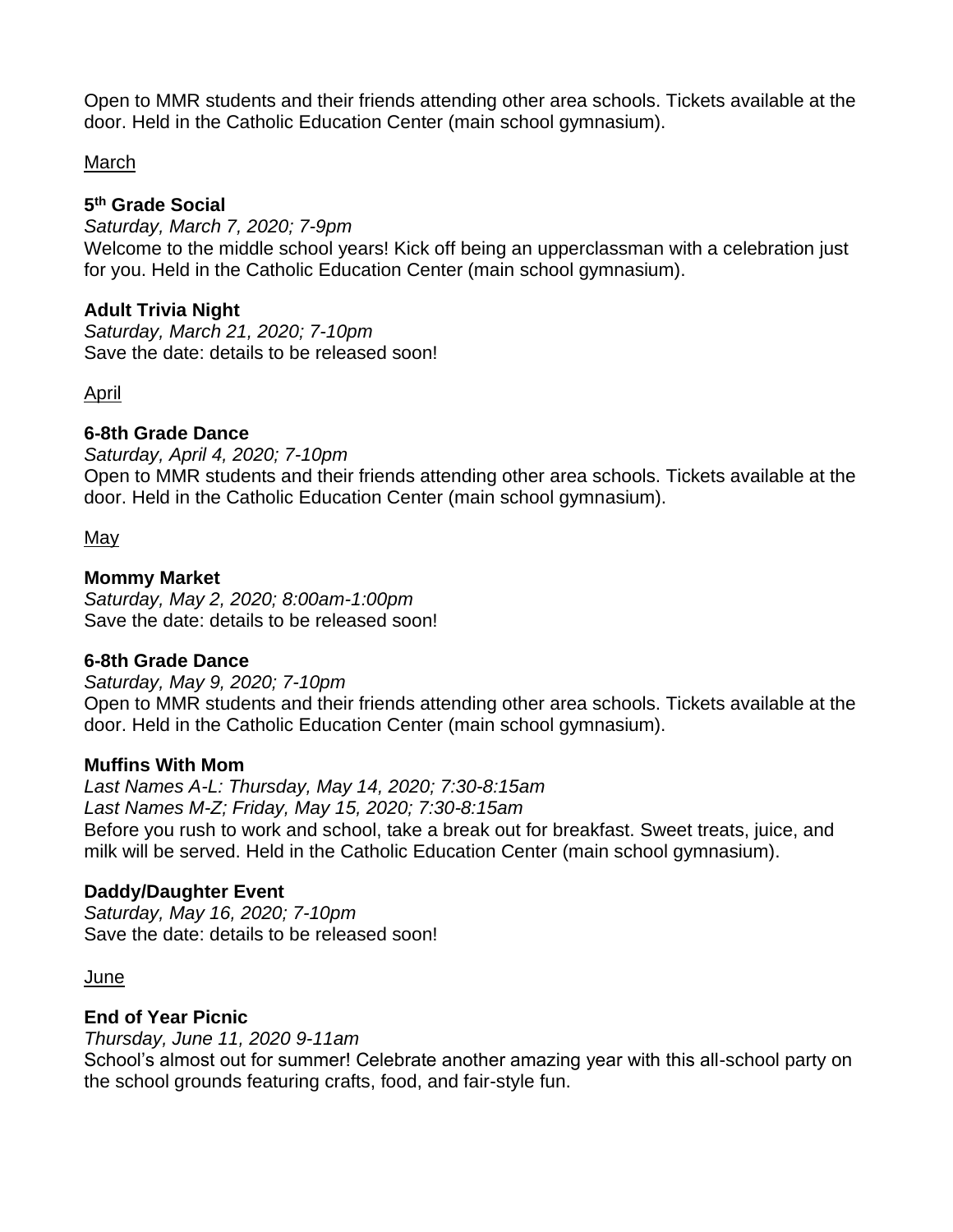Open to MMR students and their friends attending other area schools. Tickets available at the door. Held in the Catholic Education Center (main school gymnasium).

March

**5th Grade Social**

*Saturday, March 7, 2020; 7-9pm*

Welcome to the middle school years! Kick off being an upperclassman with a celebration just for you. Held in the Catholic Education Center (main school gymnasium).

**Adult Trivia Night**

*Saturday, March 21, 2020; 7-10pm*

Save the date: details to be released soon!

April

**6-8th Grade Dance**

*Saturday, April 4, 2020; 7-10pm*

Open to MMR students and their friends attending other area schools. Tickets available at the door. Held in the Catholic Education Center (main school gymnasium).

May

**Mommy Market**

*Saturday, May 2, 2020; 8:00am-1:00pm*

Save the date: details to be released soon!

**6-8th Grade Dance**

*Saturday, May 9, 2020; 7-10pm*

Open to MMR students and their friends attending other area schools. Tickets available at the door. Held in the Catholic Education Center (main school gymnasium).

**Muffins With Mom**

*Last Names A-L: Thursday, May 14, 2020; 7:30-8:15am*

*Last Names M-Z; Friday, May 15, 2020; 7:30-8:15am*

Before you rush to work and school, take a break out for breakfast. Sweet treats, juice, and milk will be served. Held in the Catholic Education Center (main school gymnasium).

**Daddy/Daughter Event**

*Saturday, May 16, 2020; 7-10pm*

Save the date: details to be released soon!

June

**End of Year Picnic**

*Thursday, June 11, 2020 9-11am*

School's almost out for summer! Celebrate another amazing year with this all-school party on the school grounds featuring crafts, food, and fair-style fun.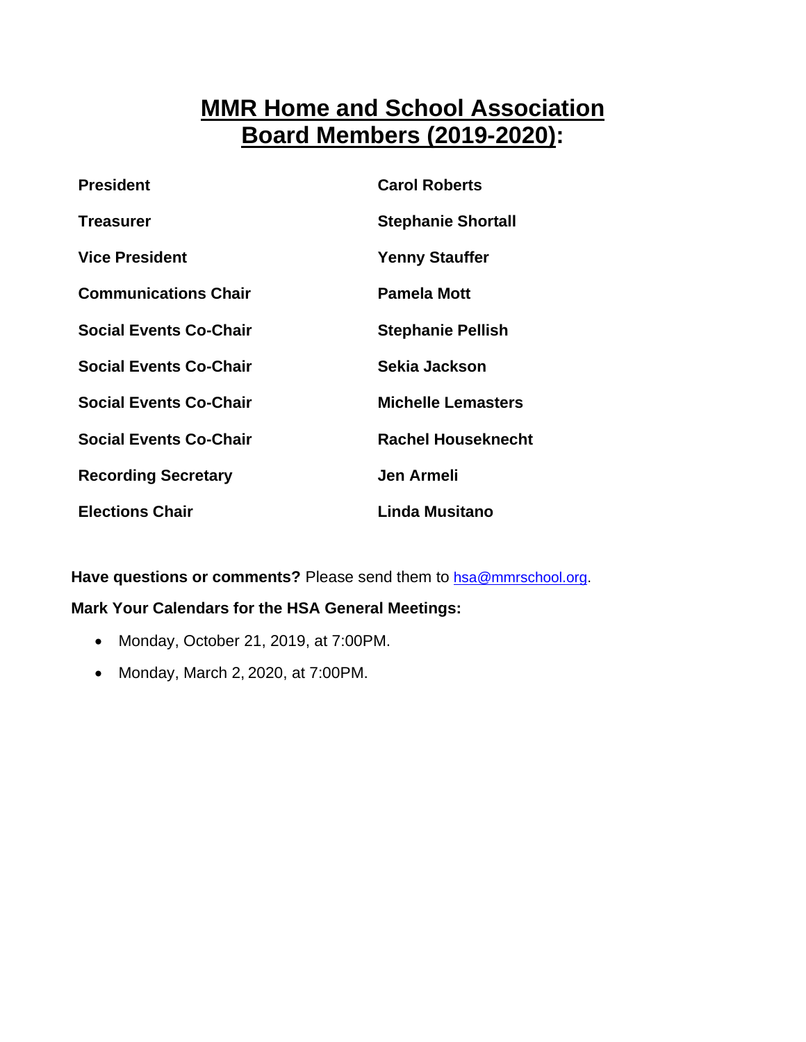# MMR Home and School Association Board Members (2019-2020):

| | |
|---|---|
| **President** | **Carol Roberts** |
| **Treasurer** | **Stephanie Shortall** |
| **Vice President** | **Yenny Stauffer** |
| **Communications Chair** | **Pamela Mott** |
| **Social Events Co-Chair** | **Stephanie Pellish** |
| **Social Events Co-Chair** | **Sekia Jackson** |
| **Social Events Co-Chair** | **Michelle Lemasters** |
| **Social Events Co-Chair** | **Rachel Houseknecht** |
| **Recording Secretary** | **Jen Armeli** |
| **Elections Chair** | **Linda Musitano** |

**Have questions or comments?** Please send them to hsa@mmrschool.org.

**Mark Your Calendars for the HSA General Meetings:**

- Monday, October 21, 2019, at 7:00PM.
- Monday, March 2, 2020, at 7:00PM.